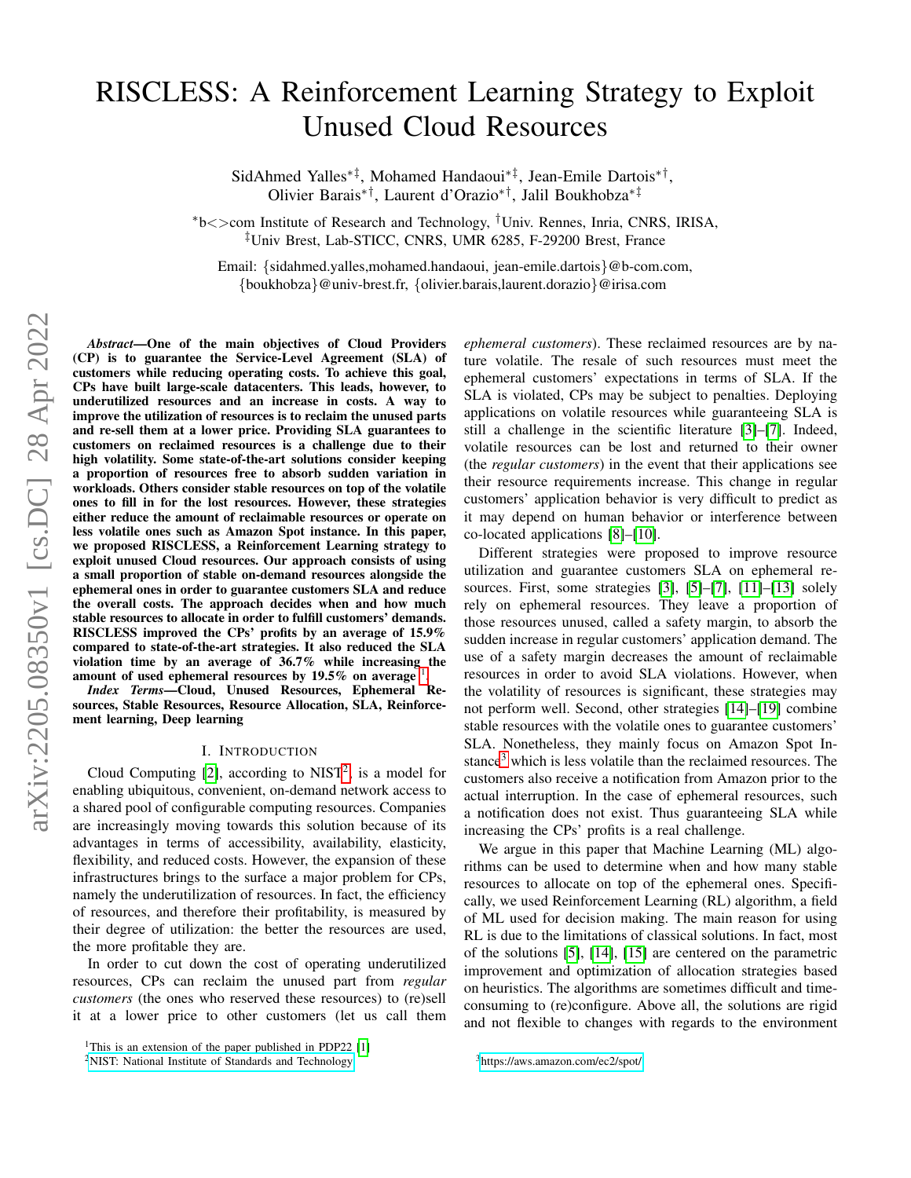# RISCLESS: A Reinforcement Learning Strategy to Exploit Unused Cloud Resources

SidAhmed Yalles[*‡], Mohamed Handaoui[*‡], Jean-Emile Dartois[*†], Olivier Barais[*†], Laurent d'Orazio[*†], Jalil Boukhobza[*‡]

[*]b<>com Institute of Research and Technology, [†]Univ. Rennes, Inria, CNRS, IRISA, [‡]Univ Brest, Lab-STICC, CNRS, UMR 6285, F-29200 Brest, France

Email: {sidahmed.yalles,mohamed.handaoui, jean-emile.dartois}@b-com.com, {boukhobza}@univ-brest.fr, {olivier.barais,laurent.dorazio}@irisa.com

***Abstract*—One of the main objectives of Cloud Providers (CP) is to guarantee the Service-Level Agreement (SLA) of customers while reducing operating costs. To achieve this goal, CPs have built large-scale datacenters. This leads, however, to underutilized resources and an increase in costs. A way to improve the utilization of resources is to reclaim the unused parts and re-sell them at a lower price. Providing SLA guarantees to customers on reclaimed resources is a challenge due to their high volatility. Some state-of-the-art solutions consider keeping a proportion of resources free to absorb sudden variation in workloads. Others consider stable resources on top of the volatile ones to fill in for the lost resources. However, these strategies either reduce the amount of reclaimable resources or operate on less volatile ones such as Amazon Spot instance. In this paper, we proposed RISCLESS, a Reinforcement Learning strategy to exploit unused Cloud resources. Our approach consists of using a small proportion of stable on-demand resources alongside the ephemeral ones in order to guarantee customers SLA and reduce the overall costs. The approach decides when and how much stable resources to allocate in order to fulfill customers' demands. RISCLESS improved the CPs' profits by an average of 15.9% compared to state-of-the-art strategies. It also reduced the SLA violation time by an average of 36.7% while increasing the amount of used ephemeral resources by 19.5% on average [1].***

***Index Terms*—Cloud, Unused Resources, Ephemeral Resources, Stable Resources, Resource Allocation, SLA, Reinforcement learning, Deep learning**

## I. Introduction

Cloud Computing [2], according to NIST[2], is a model for enabling ubiquitous, convenient, on-demand network access to a shared pool of configurable computing resources. Companies are increasingly moving towards this solution because of its advantages in terms of accessibility, availability, elasticity, flexibility, and reduced costs. However, the expansion of these infrastructures brings to the surface a major problem for CPs, namely the underutilization of resources. In fact, the efficiency of resources, and therefore their profitability, is measured by their degree of utilization: the better the resources are used, the more profitable they are.

In order to cut down the cost of operating underutilized resources, CPs can reclaim the unused part from *regular customers* (the ones who reserved these resources) to (re)sell it at a lower price to other customers (let us call them *ephemeral customers*). These reclaimed resources are by nature volatile. The resale of such resources must meet the ephemeral customers' expectations in terms of SLA. If the SLA is violated, CPs may be subject to penalties. Deploying applications on volatile resources while guaranteeing SLA is still a challenge in the scientific literature [3]–[7]. Indeed, volatile resources can be lost and returned to their owner (the *regular customers*) in the event that their applications see their resource requirements increase. This change in regular customers' application behavior is very difficult to predict as it may depend on human behavior or interference between co-located applications [8]–[10].

Different strategies were proposed to improve resource utilization and guarantee customers SLA on ephemeral resources. First, some strategies [3], [5]–[7], [11]–[13] solely rely on ephemeral resources. They leave a proportion of those resources unused, called a safety margin, to absorb the sudden increase in regular customers' application demand. The use of a safety margin decreases the amount of reclaimable resources in order to avoid SLA violations. However, when the volatility of resources is significant, these strategies may not perform well. Second, other strategies [14]–[19] combine stable resources with the volatile ones to guarantee customers' SLA. Nonetheless, they mainly focus on Amazon Spot Instance[3] which is less volatile than the reclaimed resources. The customers also receive a notification from Amazon prior to the actual interruption. In the case of ephemeral resources, such a notification does not exist. Thus guaranteeing SLA while increasing the CPs' profits is a real challenge.

We argue in this paper that Machine Learning (ML) algorithms can be used to determine when and how many stable resources to allocate on top of the ephemeral ones. Specifically, we used Reinforcement Learning (RL) algorithm, a field of ML used for decision making. The main reason for using RL is due to the limitations of classical solutions. In fact, most of the solutions [5], [14], [15] are centered on the parametric improvement and optimization of allocation strategies based on heuristics. The algorithms are sometimes difficult and time-consuming to (re)configure. Above all, the solutions are rigid and not flexible to changes with regards to the environment

[1]This is an extension of the paper published in PDP22 [1]

[2]NIST: National Institute of Standards and Technology

[3]https://aws.amazon.com/ec2/spot/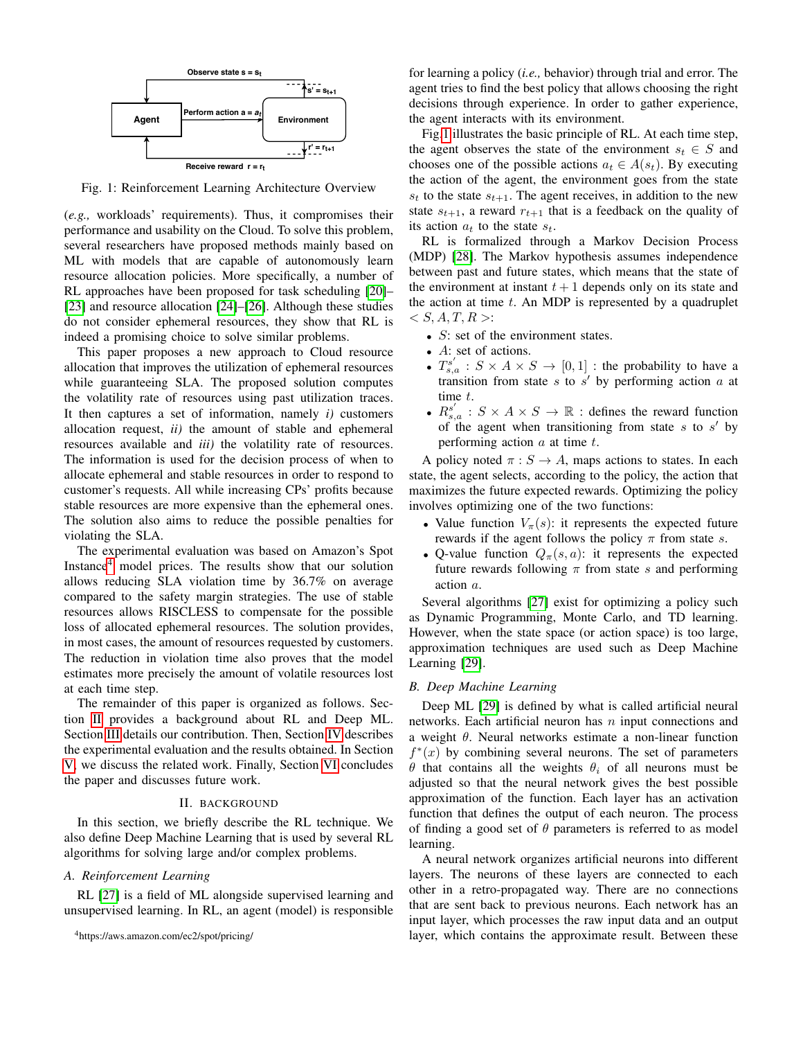Fig. 1: Reinforcement Learning Architecture Overview

(*e.g.,* workloads' requirements). Thus, it compromises their performance and usability on the Cloud. To solve this problem, several researchers have proposed methods mainly based on ML with models that are capable of autonomously learn resource allocation policies. More specifically, a number of RL approaches have been proposed for task scheduling [20]–[23] and resource allocation [24]–[26]. Although these studies do not consider ephemeral resources, they show that RL is indeed a promising choice to solve similar problems.

This paper proposes a new approach to Cloud resource allocation that improves the utilization of ephemeral resources while guaranteeing SLA. The proposed solution computes the volatility rate of resources using past utilization traces. It then captures a set of information, namely *i)* customers allocation request, *ii)* the amount of stable and ephemeral resources available and *iii)* the volatility rate of resources. The information is used for the decision process of when to allocate ephemeral and stable resources in order to respond to customer's requests. All while increasing CPs' profits because stable resources are more expensive than the ephemeral ones. The solution also aims to reduce the possible penalties for violating the SLA.

The experimental evaluation was based on Amazon's Spot Instance[4] model prices. The results show that our solution allows reducing SLA violation time by 36.7% on average compared to the safety margin strategies. The use of stable resources allows RISCLESS to compensate for the possible loss of allocated ephemeral resources. The solution provides, in most cases, the amount of resources requested by customers. The reduction in violation time also proves that the model estimates more precisely the amount of volatile resources lost at each time step.

The remainder of this paper is organized as follows. Section II provides a background about RL and Deep ML. Section III details our contribution. Then, Section IV describes the experimental evaluation and the results obtained. In Section V, we discuss the related work. Finally, Section VI concludes the paper and discusses future work.

## II. Background

In this section, we briefly describe the RL technique. We also define Deep Machine Learning that is used by several RL algorithms for solving large and/or complex problems.

### A. Reinforcement Learning

RL [27] is a field of ML alongside supervised learning and unsupervised learning. In RL, an agent (model) is responsible for learning a policy (*i.e.,* behavior) through trial and error. The agent tries to find the best policy that allows choosing the right decisions through experience. In order to gather experience, the agent interacts with its environment.

Fig 1 illustrates the basic principle of RL. At each time step, the agent observes the state of the environment $s_t \in S$ and chooses one of the possible actions $a_t \in A(s_t)$. By executing the action of the agent, the environment goes from the state $s_t$ to the state $s_{t+1}$. The agent receives, in addition to the new state $s_{t+1}$, a reward $r_{t+1}$ that is a feedback on the quality of its action $a_t$ to the state $s_t$.

RL is formalized through a Markov Decision Process (MDP) [28]. The Markov hypothesis assumes independence between past and future states, which means that the state of the environment at instant $t+1$ depends only on its state and the action at time $t$. An MDP is represented by a quadruplet $< S, A, T, R >$:

- $S$: set of the environment states.
- $A$: set of actions.
- $T_{s,a}^{s'} : S \times A \times S \rightarrow [0, 1]$ : the probability to have a transition from state $s$ to $s'$ by performing action $a$ at time $t$.
- $R_{s,a}^{s'} : S \times A \times S \rightarrow \mathbb{R}$ : defines the reward function of the agent when transitioning from state $s$ to $s'$ by performing action $a$ at time $t$.

A policy noted $\pi : S \rightarrow A$, maps actions to states. In each state, the agent selects, according to the policy, the action that maximizes the future expected rewards. Optimizing the policy involves optimizing one of the two functions:

- Value function $V_\pi(s)$: it represents the expected future rewards if the agent follows the policy $\pi$ from state $s$.
- Q-value function $Q_\pi(s, a)$: it represents the expected future rewards following $\pi$ from state $s$ and performing action $a$.

Several algorithms [27] exist for optimizing a policy such as Dynamic Programming, Monte Carlo, and TD learning. However, when the state space (or action space) is too large, approximation techniques are used such as Deep Machine Learning [29].

### B. Deep Machine Learning

Deep ML [29] is defined by what is called artificial neural networks. Each artificial neuron has $n$ input connections and a weight $\theta$. Neural networks estimate a non-linear function $f^*(x)$ by combining several neurons. The set of parameters $\theta$ that contains all the weights $\theta_i$ of all neurons must be adjusted so that the neural network gives the best possible approximation of the function. Each layer has an activation function that defines the output of each neuron. The process of finding a good set of $\theta$ parameters is referred to as model learning.

A neural network organizes artificial neurons into different layers. The neurons of these layers are connected to each other in a retro-propagated way. There are no connections that are sent back to previous neurons. Each network has an input layer, which processes the raw input data and an output layer, which contains the approximate result. Between these

[4] https://aws.amazon.com/ec2/spot/pricing/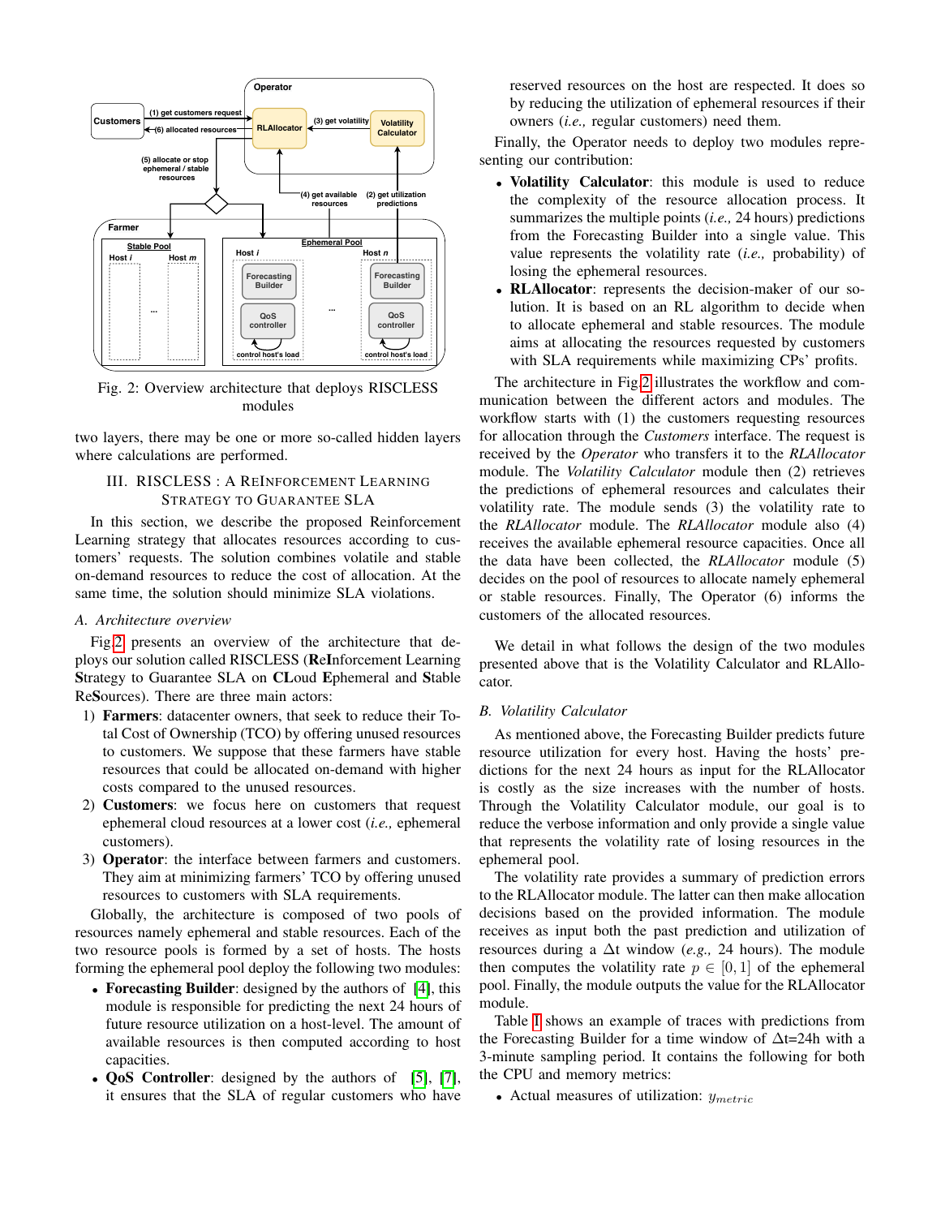Fig. 2: Overview architecture that deploys RISCLESS modules

two layers, there may be one or more so-called hidden layers where calculations are performed.

## III. RISCLESS : A REINFORCEMENT LEARNING STRATEGY TO GUARANTEE SLA

In this section, we describe the proposed Reinforcement Learning strategy that allocates resources according to customers' requests. The solution combines volatile and stable on-demand resources to reduce the cost of allocation. At the same time, the solution should minimize SLA violations.

### A. Architecture overview

Fig.2 presents an overview of the architecture that deploys our solution called RISCLESS (**Re**I**n**forcement Learning **S**trategy to Guarantee SLA on **CL**oud **E**phemeral and **S**table Re**S**ources). There are three main actors:

1) **Farmers**: datacenter owners, that seek to reduce their Total Cost of Ownership (TCO) by offering unused resources to customers. We suppose that these farmers have stable resources that could be allocated on-demand with higher costs compared to the unused resources.
2) **Customers**: we focus here on customers that request ephemeral cloud resources at a lower cost (*i.e.,* ephemeral customers).
3) **Operator**: the interface between farmers and customers. They aim at minimizing farmers' TCO by offering unused resources to customers with SLA requirements.

Globally, the architecture is composed of two pools of resources namely ephemeral and stable resources. Each of the two resource pools is formed by a set of hosts. The hosts forming the ephemeral pool deploy the following two modules:

- **Forecasting Builder**: designed by the authors of [4], this module is responsible for predicting the next 24 hours of future resource utilization on a host-level. The amount of available resources is then computed according to host capacities.
- **QoS Controller**: designed by the authors of [5], [7], it ensures that the SLA of regular customers who have reserved resources on the host are respected. It does so by reducing the utilization of ephemeral resources if their owners (*i.e.,* regular customers) need them.

Finally, the Operator needs to deploy two modules representing our contribution:

- **Volatility Calculator**: this module is used to reduce the complexity of the resource allocation process. It summarizes the multiple points (*i.e.,* 24 hours) predictions from the Forecasting Builder into a single value. This value represents the volatility rate (*i.e.,* probability) of losing the ephemeral resources.
- **RLAllocator**: represents the decision-maker of our solution. It is based on an RL algorithm to decide when to allocate ephemeral and stable resources. The module aims at allocating the resources requested by customers with SLA requirements while maximizing CPs' profits.

The architecture in Fig.2 illustrates the workflow and communication between the different actors and modules. The workflow starts with (1) the customers requesting resources for allocation through the *Customers* interface. The request is received by the *Operator* who transfers it to the *RLAllocator* module. The *Volatility Calculator* module then (2) retrieves the predictions of ephemeral resources and calculates their volatility rate. The module sends (3) the volatility rate to the *RLAllocator* module. The *RLAllocator* module also (4) receives the available ephemeral resource capacities. Once all the data have been collected, the *RLAllocator* module (5) decides on the pool of resources to allocate namely ephemeral or stable resources. Finally, The Operator (6) informs the customers of the allocated resources.

We detail in what follows the design of the two modules presented above that is the Volatility Calculator and RLAllocator.

### B. Volatility Calculator

As mentioned above, the Forecasting Builder predicts future resource utilization for every host. Having the hosts' predictions for the next 24 hours as input for the RLAllocator is costly as the size increases with the number of hosts. Through the Volatility Calculator module, our goal is to reduce the verbose information and only provide a single value that represents the volatility rate of losing resources in the ephemeral pool.

The volatility rate provides a summary of prediction errors to the RLAllocator module. The latter can then make allocation decisions based on the provided information. The module receives as input both the past prediction and utilization of resources during a $\Delta$t window (*e.g.,* 24 hours). The module then computes the volatility rate $p \in [0, 1]$ of the ephemeral pool. Finally, the module outputs the value for the RLAllocator module.

Table I shows an example of traces with predictions from the Forecasting Builder for a time window of $\Delta$t=24h with a 3-minute sampling period. It contains the following for both the CPU and memory metrics:

- Actual measures of utilization: $y_{metric}$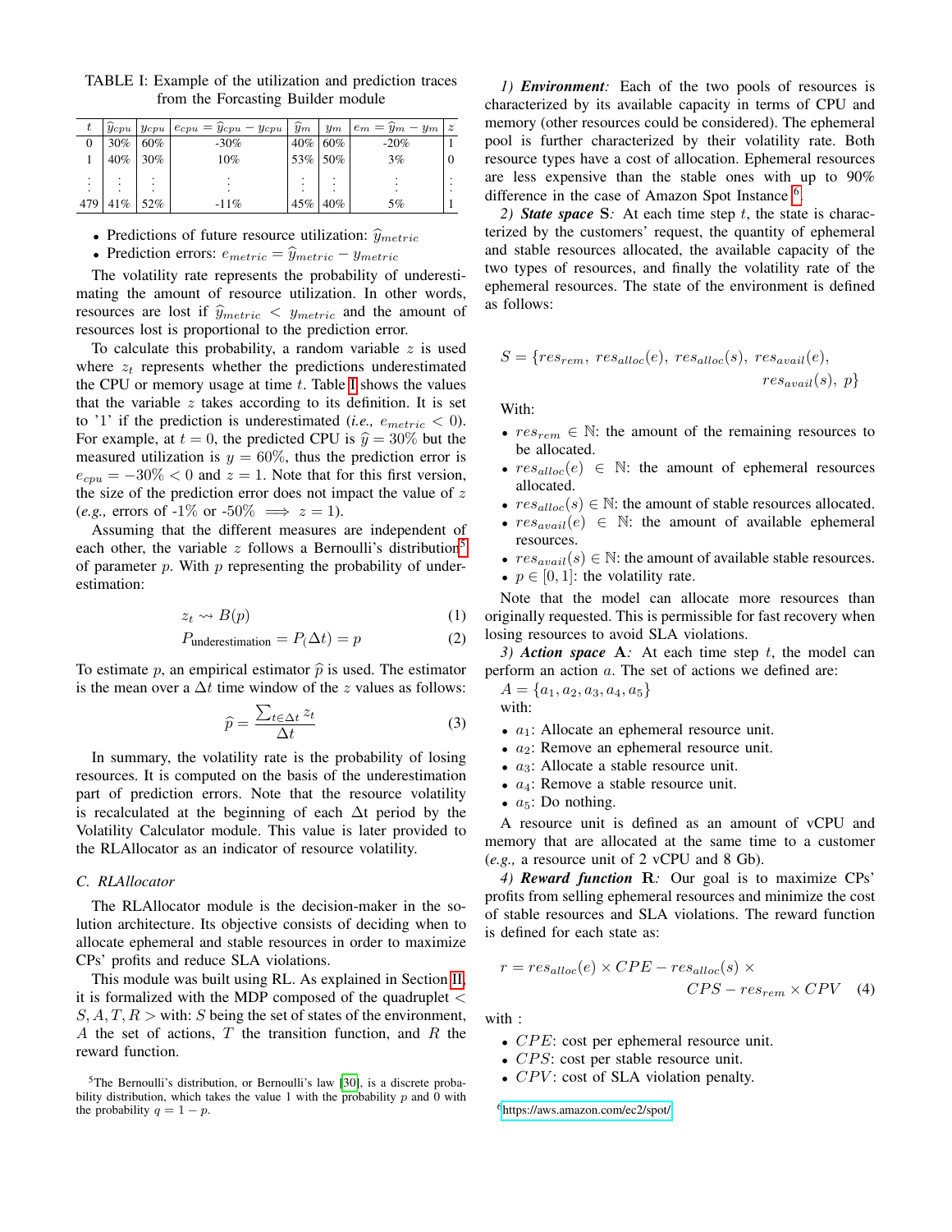TABLE I: Example of the utilization and prediction traces from the Forcasting Builder module

| $t$ | $\widehat{y}_{cpu}$ | $y_{cpu}$ | $e_{cpu} = \widehat{y}_{cpu} - y_{cpu}$ | $\widehat{y}_m$ | $y_m$ | $e_m = \widehat{y}_m - y_m$ | $z$ |
|---|---|---|---|---|---|---|---|
| 0 | 30% | 60% | -30% | 40% | 60% | -20% | 1 |
| 1 | 40% | 30% | 10% | 53% | 50% | 3% | 0 |
| ⋮ | ⋮ | ⋮ | ⋮ | ⋮ | ⋮ | ⋮ | ⋮ |
| 479 | 41% | 52% | -11% | 45% | 40% | 5% | 1 |

- Predictions of future resource utilization: $\widehat{y}_{metric}$
- Prediction errors: $e_{metric} = \widehat{y}_{metric} - y_{metric}$

The volatility rate represents the probability of underestimating the amount of resource utilization. In other words, resources are lost if $\widehat{y}_{metric} < y_{metric}$ and the amount of resources lost is proportional to the prediction error.

To calculate this probability, a random variable $z$ is used where $z_t$ represents whether the predictions underestimated the CPU or memory usage at time $t$. Table I shows the values that the variable $z$ takes according to its definition. It is set to '1' if the prediction is underestimated (*i.e.,* $e_{metric} < 0$). For example, at $t = 0$, the predicted CPU is $\widehat{y} = 30\%$ but the measured utilization is $y = 60\%$, thus the prediction error is $e_{cpu} = -30\% < 0$ and $z = 1$. Note that for this first version, the size of the prediction error does not impact the value of $z$ (*e.g.,* errors of -1% or -50% $\implies z = 1$).

Assuming that the different measures are independent of each other, the variable $z$ follows a Bernoulli's distribution[5] of parameter $p$. With $p$ representing the probability of underestimation:

$$z_t \rightsquigarrow B(p) \tag{1}$$

$$P_{\text{underestimation}} = P_(\Delta t) = p \tag{2}$$

To estimate $p$, an empirical estimator $\widehat{p}$ is used. The estimator is the mean over a $\Delta t$ time window of the $z$ values as follows:

$$\widehat{p} = \frac{\sum_{t \in \Delta t} z_t}{\Delta t} \tag{3}$$

In summary, the volatility rate is the probability of losing resources. It is computed on the basis of the underestimation part of prediction errors. Note that the resource volatility is recalculated at the beginning of each $\Delta$t period by the Volatility Calculator module. This value is later provided to the RLAllocator as an indicator of resource volatility.

### C. RLAllocator

The RLAllocator module is the decision-maker in the solution architecture. Its objective consists of deciding when to allocate ephemeral and stable resources in order to maximize CPs' profits and reduce SLA violations.

This module was built using RL. As explained in Section II, it is formalized with the MDP composed of the quadruplet $< S, A, T, R >$ with: $S$ being the set of states of the environment, $A$ the set of actions, $T$ the transition function, and $R$ the reward function.

[5] The Bernoulli's distribution, or Bernoulli's law [30], is a discrete probability distribution, which takes the value 1 with the probability $p$ and 0 with the probability $q = 1 - p$.

*1) **Environment**:* Each of the two pools of resources is characterized by its available capacity in terms of CPU and memory (other resources could be considered). The ephemeral pool is further characterized by their volatility rate. Both resource types have a cost of allocation. Ephemeral resources are less expensive than the stable ones with up to 90% difference in the case of Amazon Spot Instance [6].

*2) **State space** **S**:* At each time step $t$, the state is characterized by the customers' request, the quantity of ephemeral and stable resources allocated, the available capacity of the two types of resources, and finally the volatility rate of the ephemeral resources. The state of the environment is defined as follows:

$$S = \{res_{rem},\ res_{alloc}(e),\ res_{alloc}(s),\ res_{avail}(e),\ res_{avail}(s),\ p\}$$

With:

- $res_{rem} \in \mathbb{N}$: the amount of the remaining resources to be allocated.
- $res_{alloc}(e) \in \mathbb{N}$: the amount of ephemeral resources allocated.
- $res_{alloc}(s) \in \mathbb{N}$: the amount of stable resources allocated.
- $res_{avail}(e) \in \mathbb{N}$: the amount of available ephemeral resources.
- $res_{avail}(s) \in \mathbb{N}$: the amount of available stable resources.
- $p \in [0, 1]$: the volatility rate.

Note that the model can allocate more resources than originally requested. This is permissible for fast recovery when losing resources to avoid SLA violations.

*3) **Action space** **A**:* At each time step $t$, the model can perform an action $a$. The set of actions we defined are:
$A = \{a_1, a_2, a_3, a_4, a_5\}$
with:

- $a_1$: Allocate an ephemeral resource unit.
- $a_2$: Remove an ephemeral resource unit.
- $a_3$: Allocate a stable resource unit.
- $a_4$: Remove a stable resource unit.
- $a_5$: Do nothing.

A resource unit is defined as an amount of vCPU and memory that are allocated at the same time to a customer (*e.g.,* a resource unit of 2 vCPU and 8 Gb).

*4) **Reward function** **R**:* Our goal is to maximize CPs' profits from selling ephemeral resources and minimize the cost of stable resources and SLA violations. The reward function is defined for each state as:

$$r = res_{alloc}(e) \times CPE - res_{alloc}(s) \times CPS - res_{rem} \times CPV \tag{4}$$

with :

- $CPE$: cost per ephemeral resource unit.
- $CPS$: cost per stable resource unit.
- $CPV$: cost of SLA violation penalty.

[6] https://aws.amazon.com/ec2/spot/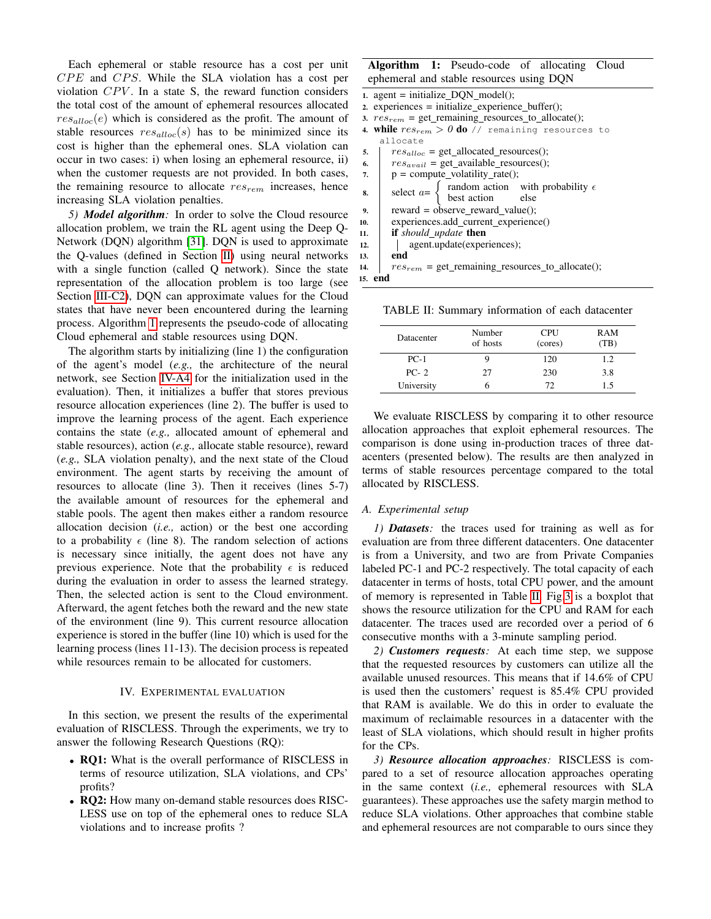Each ephemeral or stable resource has a cost per unit $CPE$ and $CPS$. While the SLA violation has a cost per violation $CPV$. In a state S, the reward function considers the total cost of the amount of ephemeral resources allocated $res_{alloc}(e)$ which is considered as the profit. The amount of stable resources $res_{alloc}(s)$ has to be minimized since its cost is higher than the ephemeral ones. SLA violation can occur in two cases: i) when losing an ephemeral resource, ii) when the customer requests are not provided. In both cases, the remaining resource to allocate $res_{rem}$ increases, hence increasing SLA violation penalties.

*5) **Model algorithm**:* In order to solve the Cloud resource allocation problem, we train the RL agent using the Deep Q-Network (DQN) algorithm [31]. DQN is used to approximate the Q-values (defined in Section II) using neural networks with a single function (called Q network). Since the state representation of the allocation problem is too large (see Section III-C2), DQN can approximate values for the Cloud states that have never been encountered during the learning process. Algorithm 1 represents the pseudo-code of allocating Cloud ephemeral and stable resources using DQN.

The algorithm starts by initializing (line 1) the configuration of the agent's model (*e.g.,* the architecture of the neural network, see Section IV-A4 for the initialization used in the evaluation). Then, it initializes a buffer that stores previous resource allocation experiences (line 2). The buffer is used to improve the learning process of the agent. Each experience contains the state (*e.g.,* allocated amount of ephemeral and stable resources), action (*e.g.,* allocate stable resource), reward (*e.g.,* SLA violation penalty), and the next state of the Cloud environment. The agent starts by receiving the amount of resources to allocate (line 3). Then it receives (lines 5-7) the available amount of resources for the ephemeral and stable pools. The agent then makes either a random resource allocation decision (*i.e.,* action) or the best one according to a probability $\epsilon$ (line 8). The random selection of actions is necessary since initially, the agent does not have any previous experience. Note that the probability $\epsilon$ is reduced during the evaluation in order to assess the learned strategy. Then, the selected action is sent to the Cloud environment. Afterward, the agent fetches both the reward and the new state of the environment (line 9). This current resource allocation experience is stored in the buffer (line 10) which is used for the learning process (lines 11-13). The decision process is repeated while resources remain to be allocated for customers.

**Algorithm 1:** Pseudo-code of allocating Cloud ephemeral and stable resources using DQN

```
1.  agent = initialize_DQN_model();
2.  experiences = initialize_experience_buffer();
3.  res_rem = get_remaining_resources_to_allocate();
4.  while res_rem > 0 do // remaining resources to allocate
5.      res_alloc = get_allocated_resources();
6.      res_avail = get_available_resources();
7.      p = compute_volatility_rate();
8.      select a= { random action   with probability ε
                  { best action     else
9.      reward = observe_reward_value();
10.     experiences.add_current_experience()
11.     if should_update then
12.         agent.update(experiences);
13.     end
14.     res_rem = get_remaining_resources_to_allocate();
15. end
```

## IV. Experimental evaluation

In this section, we present the results of the experimental evaluation of RISCLESS. Through the experiments, we try to answer the following Research Questions (RQ):

- **RQ1:** What is the overall performance of RISCLESS in terms of resource utilization, SLA violations, and CPs' profits?
- **RQ2:** How many on-demand stable resources does RISCLESS use on top of the ephemeral ones to reduce SLA violations and to increase profits ?

TABLE II: Summary information of each datacenter

| Datacenter | Number of hosts | CPU (cores) | RAM (TB) |
|---|---|---|---|
| PC-1 | 9 | 120 | 1.2 |
| PC- 2 | 27 | 230 | 3.8 |
| University | 6 | 72 | 1.5 |

We evaluate RISCLESS by comparing it to other resource allocation approaches that exploit ephemeral resources. The comparison is done using in-production traces of three datacenters (presented below). The results are then analyzed in terms of stable resources percentage compared to the total allocated by RISCLESS.

### A. Experimental setup

*1) **Datasets**:* the traces used for training as well as for evaluation are from three different datacenters. One datacenter is from a University, and two are from Private Companies labeled PC-1 and PC-2 respectively. The total capacity of each datacenter in terms of hosts, total CPU power, and the amount of memory is represented in Table II. Fig 3 is a boxplot that shows the resource utilization for the CPU and RAM for each datacenter. The traces used are recorded over a period of 6 consecutive months with a 3-minute sampling period.

*2) **Customers requests**:* At each time step, we suppose that the requested resources by customers can utilize all the available unused resources. This means that if 14.6% of CPU is used then the customers' request is 85.4% CPU provided that RAM is available. We do this in order to evaluate the maximum of reclaimable resources in a datacenter with the least of SLA violations, which should result in higher profits for the CPs.

*3) **Resource allocation approaches**:* RISCLESS is compared to a set of resource allocation approaches operating in the same context (*i.e.,* ephemeral resources with SLA guarantees). These approaches use the safety margin method to reduce SLA violations. Other approaches that combine stable and ephemeral resources are not comparable to ours since they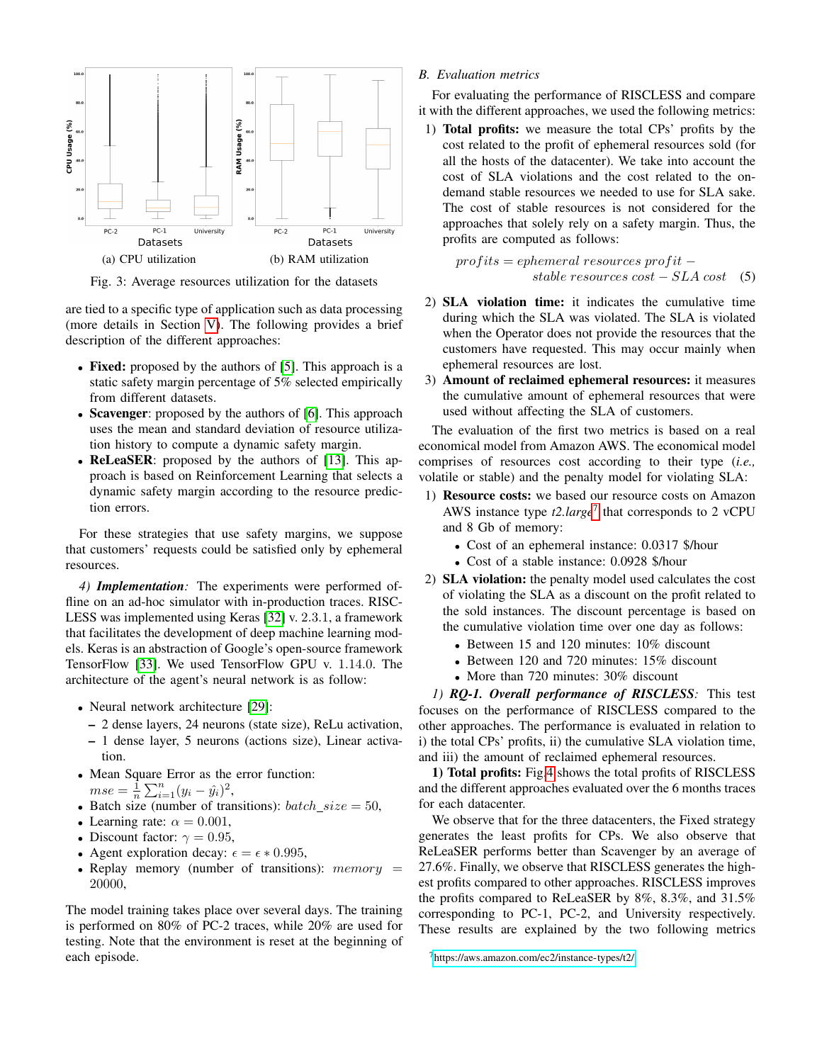(a) CPU utilization (b) RAM utilization

Fig. 3: Average resources utilization for the datasets

are tied to a specific type of application such as data processing (more details in Section V). The following provides a brief description of the different approaches:

- **Fixed:** proposed by the authors of [5]. This approach is a static safety margin percentage of 5% selected empirically from different datasets.
- **Scavenger**: proposed by the authors of [6]. This approach uses the mean and standard deviation of resource utilization history to compute a dynamic safety margin.
- **ReLeaSER**: proposed by the authors of [13]. This approach is based on Reinforcement Learning that selects a dynamic safety margin according to the resource prediction errors.

For these strategies that use safety margins, we suppose that customers' requests could be satisfied only by ephemeral resources.

*4) **Implementation**:* The experiments were performed offline on an ad-hoc simulator with in-production traces. RISCLESS was implemented using Keras [32] v. 2.3.1, a framework that facilitates the development of deep machine learning models. Keras is an abstraction of Google's open-source framework TensorFlow [33]. We used TensorFlow GPU v. 1.14.0. The architecture of the agent's neural network is as follow:

- Neural network architecture [29]:
  - 2 dense layers, 24 neurons (state size), ReLu activation,
  - 1 dense layer, 5 neurons (actions size), Linear activation.
- Mean Square Error as the error function: $mse = \frac{1}{n}\sum_{i=1}^{n}(y_i - \hat{y_i})^2$,
- Batch size (number of transitions): $batch\_size = 50$,
- Learning rate: $\alpha = 0.001$,
- Discount factor: $\gamma = 0.95$,
- Agent exploration decay: $\epsilon = \epsilon * 0.995$,
- Replay memory (number of transitions): $memory = 20000$,

The model training takes place over several days. The training is performed on 80% of PC-2 traces, while 20% are used for testing. Note that the environment is reset at the beginning of each episode.

### *B. Evaluation metrics*

For evaluating the performance of RISCLESS and compare it with the different approaches, we used the following metrics:

1) **Total profits:** we measure the total CPs' profits by the cost related to the profit of ephemeral resources sold (for all the hosts of the datacenter). We take into account the cost of SLA violations and the cost related to the on-demand stable resources we needed to use for SLA sake. The cost of stable resources is not considered for the approaches that solely rely on a safety margin. Thus, the profits are computed as follows:

$$profits = ephemeral\ resources\ profit - stable\ resources\ cost - SLA\ cost \quad (5)$$

2) **SLA violation time:** it indicates the cumulative time during which the SLA was violated. The SLA is violated when the Operator does not provide the resources that the customers have requested. This may occur mainly when ephemeral resources are lost.
3) **Amount of reclaimed ephemeral resources:** it measures the cumulative amount of ephemeral resources that were used without affecting the SLA of customers.

The evaluation of the first two metrics is based on a real economical model from Amazon AWS. The economical model comprises of resources cost according to their type (*i.e.,* volatile or stable) and the penalty model for violating SLA:

1) **Resource costs:** we based our resource costs on Amazon AWS instance type *t2.large*[7] that corresponds to 2 vCPU and 8 Gb of memory:
   - Cost of an ephemeral instance: 0.0317 \$/hour
   - Cost of a stable instance: 0.0928 \$/hour
2) **SLA violation:** the penalty model used calculates the cost of violating the SLA as a discount on the profit related to the sold instances. The discount percentage is based on the cumulative violation time over one day as follows:
   - Between 15 and 120 minutes: 10% discount
   - Between 120 and 720 minutes: 15% discount
   - More than 720 minutes: 30% discount

*1) **RQ-1. Overall performance of RISCLESS**:* This test focuses on the performance of RISCLESS compared to the other approaches. The performance is evaluated in relation to i) the total CPs' profits, ii) the cumulative SLA violation time, and iii) the amount of reclaimed ephemeral resources.

**1) Total profits:** Fig.4 shows the total profits of RISCLESS and the different approaches evaluated over the 6 months traces for each datacenter.

We observe that for the three datacenters, the Fixed strategy generates the least profits for CPs. We also observe that ReLeaSER performs better than Scavenger by an average of 27.6%. Finally, we observe that RISCLESS generates the highest profits compared to other approaches. RISCLESS improves the profits compared to ReLeaSER by 8%, 8.3%, and 31.5% corresponding to PC-1, PC-2, and University respectively. These results are explained by the two following metrics

[7] https://aws.amazon.com/ec2/instance-types/t2/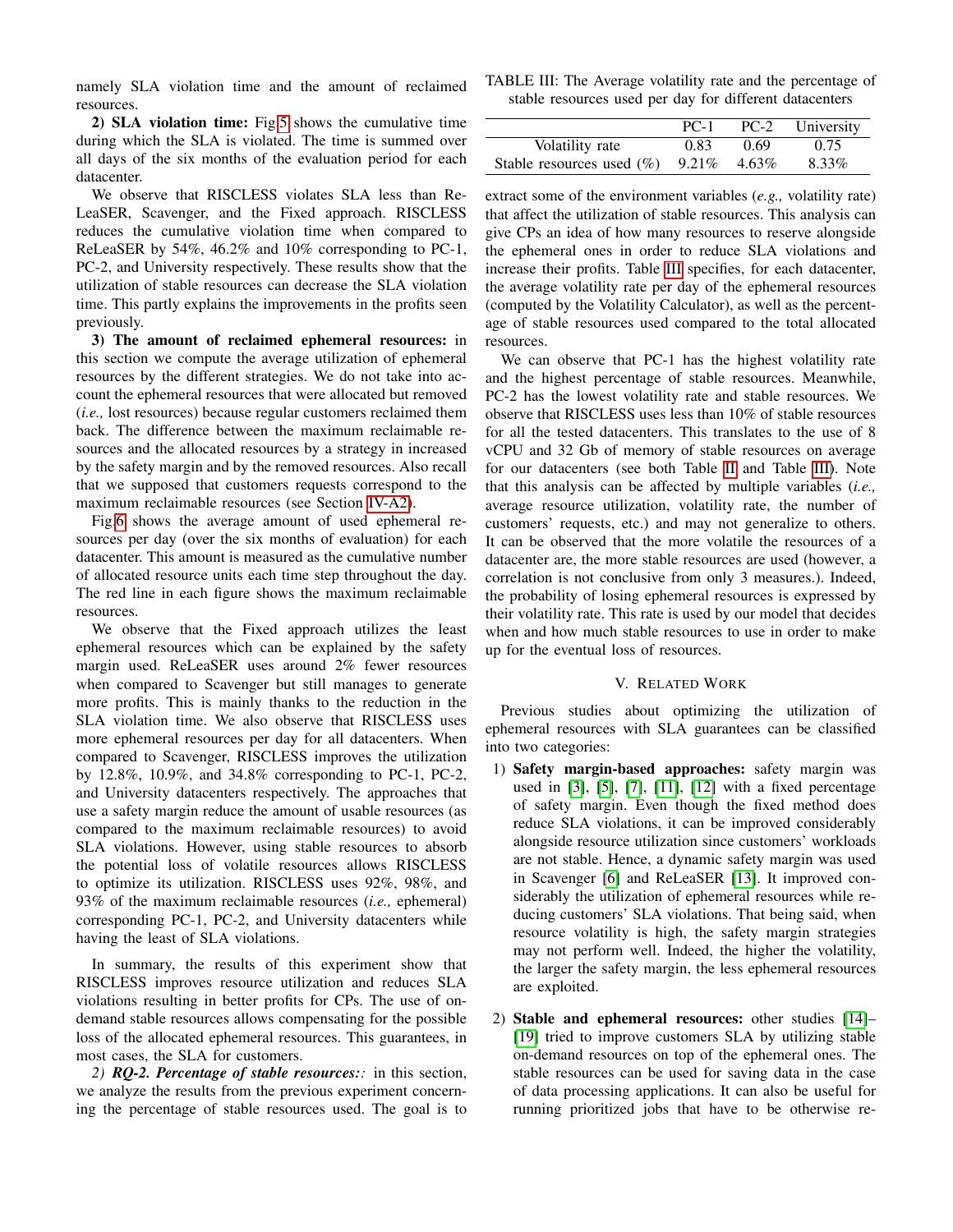namely SLA violation time and the amount of reclaimed resources.

**2) SLA violation time:** Fig.5 shows the cumulative time during which the SLA is violated. The time is summed over all days of the six months of the evaluation period for each datacenter.

We observe that RISCLESS violates SLA less than ReLeaSER, Scavenger, and the Fixed approach. RISCLESS reduces the cumulative violation time when compared to ReLeaSER by 54%, 46.2% and 10% corresponding to PC-1, PC-2, and University respectively. These results show that the utilization of stable resources can decrease the SLA violation time. This partly explains the improvements in the profits seen previously.

**3) The amount of reclaimed ephemeral resources:** in this section we compute the average utilization of ephemeral resources by the different strategies. We do not take into account the ephemeral resources that were allocated but removed (*i.e.,* lost resources) because regular customers reclaimed them back. The difference between the maximum reclaimable resources and the allocated resources by a strategy in increased by the safety margin and by the removed resources. Also recall that we supposed that customers requests correspond to the maximum reclaimable resources (see Section IV-A2).

Fig.6 shows the average amount of used ephemeral resources per day (over the six months of evaluation) for each datacenter. This amount is measured as the cumulative number of allocated resource units each time step throughout the day. The red line in each figure shows the maximum reclaimable resources.

We observe that the Fixed approach utilizes the least ephemeral resources which can be explained by the safety margin used. ReLeaSER uses around 2% fewer resources when compared to Scavenger but still manages to generate more profits. This is mainly thanks to the reduction in the SLA violation time. We also observe that RISCLESS uses more ephemeral resources per day for all datacenters. When compared to Scavenger, RISCLESS improves the utilization by 12.8%, 10.9%, and 34.8% corresponding to PC-1, PC-2, and University datacenters respectively. The approaches that use a safety margin reduce the amount of usable resources (as compared to the maximum reclaimable resources) to avoid SLA violations. However, using stable resources to absorb the potential loss of volatile resources allows RISCLESS to optimize its utilization. RISCLESS uses 92%, 98%, and 93% of the maximum reclaimable resources (*i.e.,* ephemeral) corresponding PC-1, PC-2, and University datacenters while having the least of SLA violations.

In summary, the results of this experiment show that RISCLESS improves resource utilization and reduces SLA violations resulting in better profits for CPs. The use of on-demand stable resources allows compensating for the possible loss of the allocated ephemeral resources. This guarantees, in most cases, the SLA for customers.

*2) **RQ-2. Percentage of stable resources:**:* in this section, we analyze the results from the previous experiment concerning the percentage of stable resources used. The goal is to extract some of the environment variables (*e.g.,* volatility rate) that affect the utilization of stable resources. This analysis can give CPs an idea of how many resources to reserve alongside the ephemeral ones in order to reduce SLA violations and increase their profits. Table III specifies, for each datacenter, the average volatility rate per day of the ephemeral resources (computed by the Volatility Calculator), as well as the percentage of stable resources used compared to the total allocated resources.

TABLE III: The Average volatility rate and the percentage of stable resources used per day for different datacenters

| | PC-1 | PC-2 | University |
|---|---|---|---|
| Volatility rate | 0.83 | 0.69 | 0.75 |
| Stable resources used (%) | 9.21% | 4.63% | 8.33% |

We can observe that PC-1 has the highest volatility rate and the highest percentage of stable resources. Meanwhile, PC-2 has the lowest volatility rate and stable resources. We observe that RISCLESS uses less than 10% of stable resources for all the tested datacenters. This translates to the use of 8 vCPU and 32 Gb of memory of stable resources on average for our datacenters (see both Table II and Table III). Note that this analysis can be affected by multiple variables (*i.e.,* average resource utilization, volatility rate, the number of customers' requests, etc.) and may not generalize to others. It can be observed that the more volatile the resources of a datacenter are, the more stable resources are used (however, a correlation is not conclusive from only 3 measures.). Indeed, the probability of losing ephemeral resources is expressed by their volatility rate. This rate is used by our model that decides when and how much stable resources to use in order to make up for the eventual loss of resources.

## V. Related Work

Previous studies about optimizing the utilization of ephemeral resources with SLA guarantees can be classified into two categories:

1) **Safety margin-based approaches:** safety margin was used in [3], [5], [7], [11], [12] with a fixed percentage of safety margin. Even though the fixed method does reduce SLA violations, it can be improved considerably alongside resource utilization since customers' workloads are not stable. Hence, a dynamic safety margin was used in Scavenger [6] and ReLeaSER [13]. It improved considerably the utilization of ephemeral resources while reducing customers' SLA violations. That being said, when resource volatility is high, the safety margin strategies may not perform well. Indeed, the higher the volatility, the larger the safety margin, the less ephemeral resources are exploited.

2) **Stable and ephemeral resources:** other studies [14]–[19] tried to improve customers SLA by utilizing stable on-demand resources on top of the ephemeral ones. The stable resources can be used for saving data in the case of data processing applications. It can also be useful for running prioritized jobs that have to be otherwise re-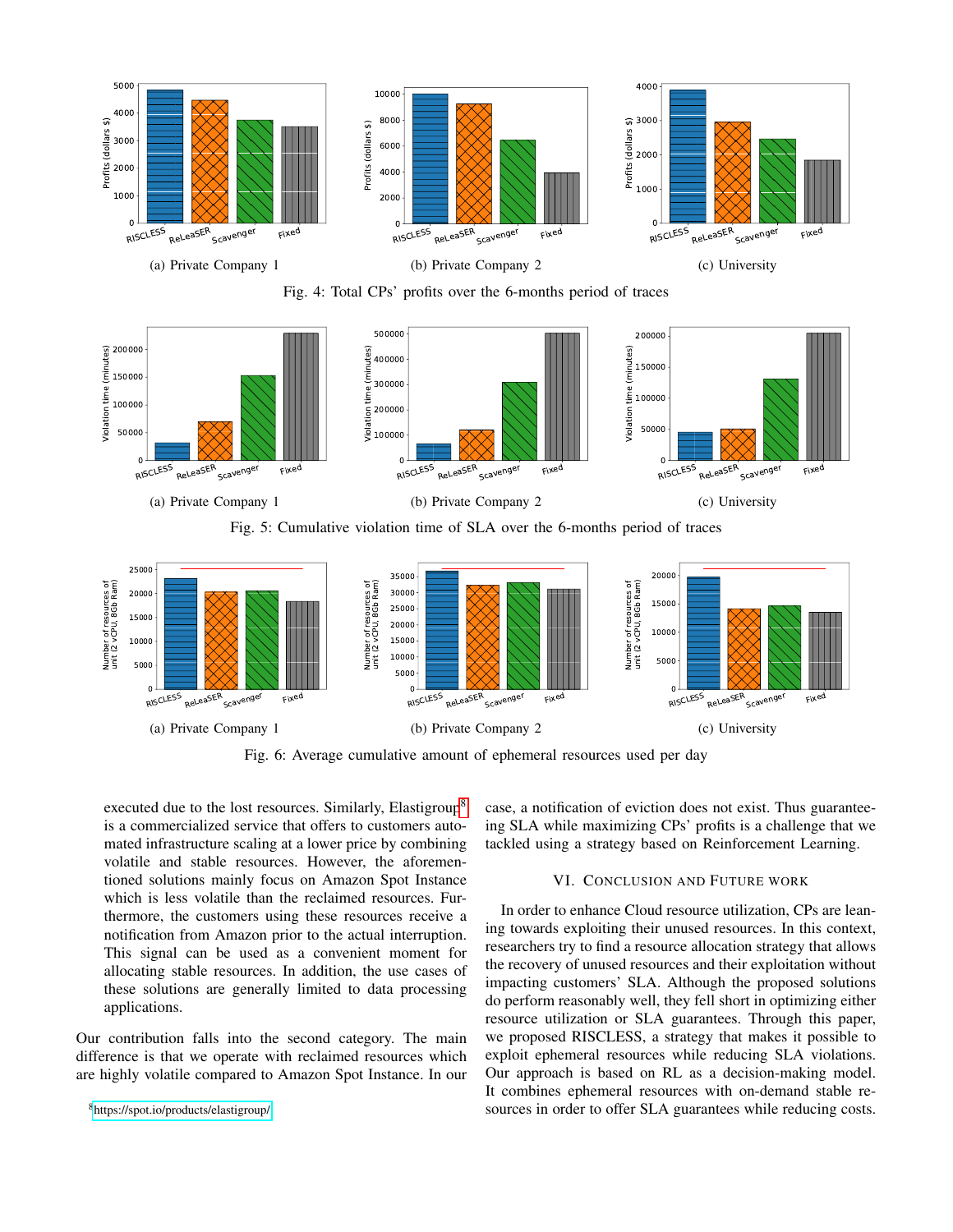(a) Private Company 1

(b) Private Company 2

(c) University

Fig. 4: Total CPs' profits over the 6-months period of traces

(a) Private Company 1

(b) Private Company 2

(c) University

Fig. 5: Cumulative violation time of SLA over the 6-months period of traces

(a) Private Company 1

(b) Private Company 2

(c) University

Fig. 6: Average cumulative amount of ephemeral resources used per day

executed due to the lost resources. Similarly, Elastigroup[8] is a commercialized service that offers to customers automated infrastructure scaling at a lower price by combining volatile and stable resources. However, the aforementioned solutions mainly focus on Amazon Spot Instance which is less volatile than the reclaimed resources. Furthermore, the customers using these resources receive a notification from Amazon prior to the actual interruption. This signal can be used as a convenient moment for allocating stable resources. In addition, the use cases of these solutions are generally limited to data processing applications.

Our contribution falls into the second category. The main difference is that we operate with reclaimed resources which are highly volatile compared to Amazon Spot Instance. In our case, a notification of eviction does not exist. Thus guaranteeing SLA while maximizing CPs' profits is a challenge that we tackled using a strategy based on Reinforcement Learning.

## VI. Conclusion and Future Work

In order to enhance Cloud resource utilization, CPs are leaning towards exploiting their unused resources. In this context, researchers try to find a resource allocation strategy that allows the recovery of unused resources and their exploitation without impacting customers' SLA. Although the proposed solutions do perform reasonably well, they fell short in optimizing either resource utilization or SLA guarantees. Through this paper, we proposed RISCLESS, a strategy that makes it possible to exploit ephemeral resources while reducing SLA violations. Our approach is based on RL as a decision-making model. It combines ephemeral resources with on-demand stable resources in order to offer SLA guarantees while reducing costs.

[8] https://spot.io/products/elastigroup/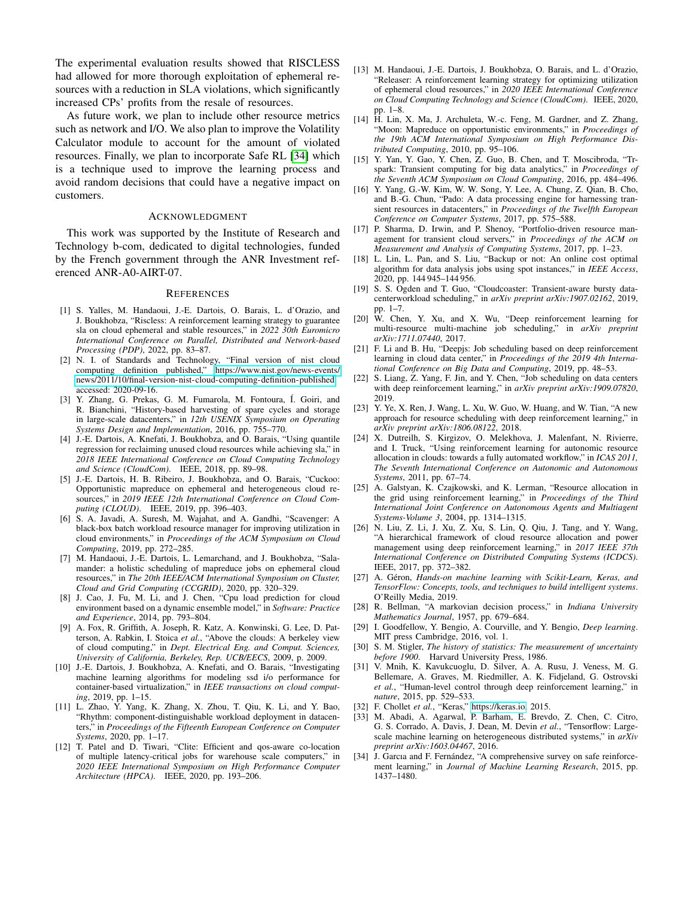The experimental evaluation results showed that RISCLESS had allowed for more thorough exploitation of ephemeral resources with a reduction in SLA violations, which significantly increased CPs' profits from the resale of resources.

As future work, we plan to include other resource metrics such as network and I/O. We also plan to improve the Volatility Calculator module to account for the amount of violated resources. Finally, we plan to incorporate Safe RL [34] which is a technique used to improve the learning process and avoid random decisions that could have a negative impact on customers.

## Acknowledgment

This work was supported by the Institute of Research and Technology b-com, dedicated to digital technologies, funded by the French government through the ANR Investment referenced ANR-A0-AIRT-07.

## References

[1] S. Yalles, M. Handaoui, J.-E. Dartois, O. Barais, L. d'Orazio, and J. Boukhobza, "Riscless: A reinforcement learning strategy to guarantee sla on cloud ephemeral and stable resources," in *2022 30th Euromicro International Conference on Parallel, Distributed and Network-based Processing (PDP)*, 2022, pp. 83–87.

[2] N. I. of Standards and Technology, "Final version of nist cloud computing definition published," https://www.nist.gov/news-events/news/2011/10/final-version-nist-cloud-computing-definition-published, accessed: 2020-09-16.

[3] Y. Zhang, G. Prekas, G. M. Fumarola, M. Fontoura, Í. Goiri, and R. Bianchini, "History-based harvesting of spare cycles and storage in large-scale datacenters," in *12th USENIX Symposium on Operating Systems Design and Implementation*, 2016, pp. 755–770.

[4] J.-E. Dartois, A. Knefati, J. Boukhobza, and O. Barais, "Using quantile regression for reclaiming unused cloud resources while achieving sla," in *2018 IEEE International Conference on Cloud Computing Technology and Science (CloudCom)*. IEEE, 2018, pp. 89–98.

[5] J.-E. Dartois, H. B. Ribeiro, J. Boukhobza, and O. Barais, "Cuckoo: Opportunistic mapreduce on ephemeral and heterogeneous cloud resources," in *2019 IEEE 12th International Conference on Cloud Computing (CLOUD)*. IEEE, 2019, pp. 396–403.

[6] S. A. Javadi, A. Suresh, M. Wajahat, and A. Gandhi, "Scavenger: A black-box batch workload resource manager for improving utilization in cloud environments," in *Proceedings of the ACM Symposium on Cloud Computing*, 2019, pp. 272–285.

[7] M. Handaoui, J.-E. Dartois, L. Lemarchand, and J. Boukhobza, "Salamander: a holistic scheduling of mapreduce jobs on ephemeral cloud resources," in *The 20th IEEE/ACM International Symposium on Cluster, Cloud and Grid Computing (CCGRID)*, 2020, pp. 320–329.

[8] J. Cao, J. Fu, M. Li, and J. Chen, "Cpu load prediction for cloud environment based on a dynamic ensemble model," in *Software: Practice and Experience*, 2014, pp. 793–804.

[9] A. Fox, R. Griffith, A. Joseph, R. Katz, A. Konwinski, G. Lee, D. Patterson, A. Rabkin, I. Stoica *et al.*, "Above the clouds: A berkeley view of cloud computing," in *Dept. Electrical Eng. and Comput. Sciences, University of California, Berkeley, Rep. UCB/EECS*, 2009, p. 2009.

[10] J.-E. Dartois, J. Boukhobza, A. Knefati, and O. Barais, "Investigating machine learning algorithms for modeling ssd i/o performance for container-based virtualization," in *IEEE transactions on cloud computing*, 2019, pp. 1–15.

[11] L. Zhao, Y. Yang, K. Zhang, X. Zhou, T. Qiu, K. Li, and Y. Bao, "Rhythm: component-distinguishable workload deployment in datacenters," in *Proceedings of the Fifteenth European Conference on Computer Systems*, 2020, pp. 1–17.

[12] T. Patel and D. Tiwari, "Clite: Efficient and qos-aware co-location of multiple latency-critical jobs for warehouse scale computers," in *2020 IEEE International Symposium on High Performance Computer Architecture (HPCA)*. IEEE, 2020, pp. 193–206.

[13] M. Handaoui, J.-E. Dartois, J. Boukhobza, O. Barais, and L. d'Orazio, "Releaser: A reinforcement learning strategy for optimizing utilization of ephemeral cloud resources," in *2020 IEEE International Conference on Cloud Computing Technology and Science (CloudCom)*. IEEE, 2020, pp. 1–8.

[14] H. Lin, X. Ma, J. Archuleta, W.-c. Feng, M. Gardner, and Z. Zhang, "Moon: Mapreduce on opportunistic environments," in *Proceedings of the 19th ACM International Symposium on High Performance Distributed Computing*, 2010, pp. 95–106.

[15] Y. Yan, Y. Gao, Y. Chen, Z. Guo, B. Chen, and T. Moscibroda, "Tr-spark: Transient computing for big data analytics," in *Proceedings of the Seventh ACM Symposium on Cloud Computing*, 2016, pp. 484–496.

[16] Y. Yang, G.-W. Kim, W. W. Song, Y. Lee, A. Chung, Z. Qian, B. Cho, and B.-G. Chun, "Pado: A data processing engine for harnessing transient resources in datacenters," in *Proceedings of the Twelfth European Conference on Computer Systems*, 2017, pp. 575–588.

[17] P. Sharma, D. Irwin, and P. Shenoy, "Portfolio-driven resource management for transient cloud servers," in *Proceedings of the ACM on Measurement and Analysis of Computing Systems*, 2017, pp. 1–23.

[18] L. Lin, L. Pan, and S. Liu, "Backup or not: An online cost optimal algorithm for data analysis jobs using spot instances," in *IEEE Access*, 2020, pp. 144 945–144 956.

[19] S. S. Ogden and T. Guo, "Cloudcoaster: Transient-aware bursty datacenterworkload scheduling," in *arXiv preprint arXiv:1907.02162*, 2019, pp. 1–7.

[20] W. Chen, Y. Xu, and X. Wu, "Deep reinforcement learning for multi-resource multi-machine job scheduling," in *arXiv preprint arXiv:1711.07440*, 2017.

[21] F. Li and B. Hu, "Deepjs: Job scheduling based on deep reinforcement learning in cloud data center," in *Proceedings of the 2019 4th International Conference on Big Data and Computing*, 2019, pp. 48–53.

[22] S. Liang, Z. Yang, F. Jin, and Y. Chen, "Job scheduling on data centers with deep reinforcement learning," in *arXiv preprint arXiv:1909.07820*, 2019.

[23] Y. Ye, X. Ren, J. Wang, L. Xu, W. Guo, W. Huang, and W. Tian, "A new approach for resource scheduling with deep reinforcement learning," in *arXiv preprint arXiv:1806.08122*, 2018.

[24] X. Dutreilh, S. Kirgizov, O. Melekhova, J. Malenfant, N. Rivierre, and I. Truck, "Using reinforcement learning for autonomic resource allocation in clouds: towards a fully automated workflow," in *ICAS 2011, The Seventh International Conference on Autonomic and Autonomous Systems*, 2011, pp. 67–74.

[25] A. Galstyan, K. Czajkowski, and K. Lerman, "Resource allocation in the grid using reinforcement learning," in *Proceedings of the Third International Joint Conference on Autonomous Agents and Multiagent Systems-Volume 3*, 2004, pp. 1314–1315.

[26] N. Liu, Z. Li, J. Xu, Z. Xu, S. Lin, Q. Qiu, J. Tang, and Y. Wang, "A hierarchical framework of cloud resource allocation and power management using deep reinforcement learning," in *2017 IEEE 37th International Conference on Distributed Computing Systems (ICDCS)*. IEEE, 2017, pp. 372–382.

[27] A. Géron, *Hands-on machine learning with Scikit-Learn, Keras, and TensorFlow: Concepts, tools, and techniques to build intelligent systems*. O'Reilly Media, 2019.

[28] R. Bellman, "A markovian decision process," in *Indiana University Mathematics Journal*, 1957, pp. 679–684.

[29] I. Goodfellow, Y. Bengio, A. Courville, and Y. Bengio, *Deep learning*. MIT press Cambridge, 2016, vol. 1.

[30] S. M. Stigler, *The history of statistics: The measurement of uncertainty before 1900*. Harvard University Press, 1986.

[31] V. Mnih, K. Kavukcuoglu, D. Silver, A. A. Rusu, J. Veness, M. G. Bellemare, A. Graves, M. Riedmiller, A. K. Fidjeland, G. Ostrovski *et al.*, "Human-level control through deep reinforcement learning," in *nature*, 2015, pp. 529–533.

[32] F. Chollet *et al.*, "Keras," https://keras.io, 2015.

[33] M. Abadi, A. Agarwal, P. Barham, E. Brevdo, Z. Chen, C. Citro, G. S. Corrado, A. Davis, J. Dean, M. Devin *et al.*, "Tensorflow: Large-scale machine learning on heterogeneous distributed systems," in *arXiv preprint arXiv:1603.04467*, 2016.

[34] J. Garcıa and F. Fernández, "A comprehensive survey on safe reinforcement learning," in *Journal of Machine Learning Research*, 2015, pp. 1437–1480.